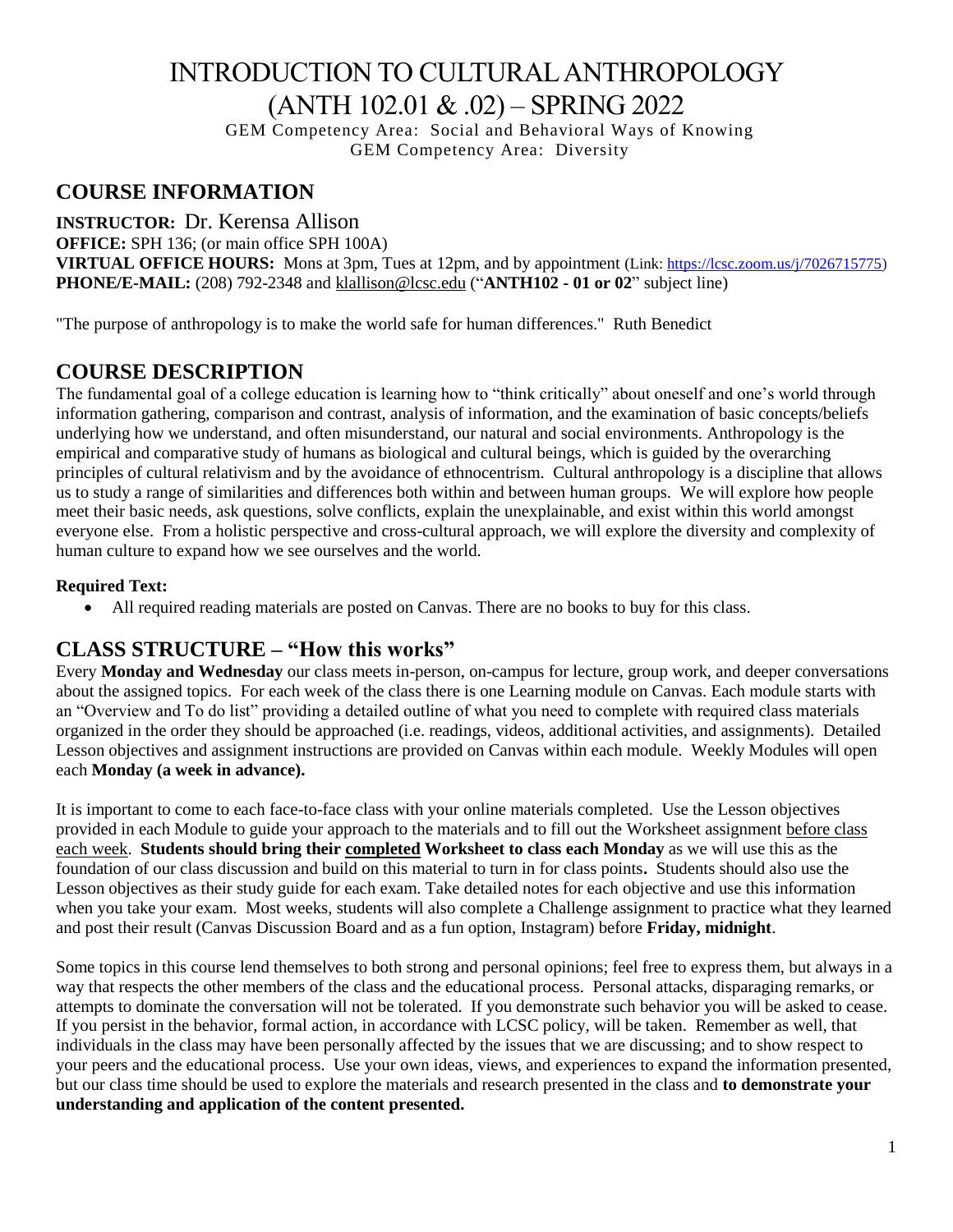# INTRODUCTION TO CULTURAL ANTHROPOLOGY (ANTH 102.01 & .02) – SPRING 2022

GEM Competency Area: Social and Behavioral Ways of Knowing
GEM Competency Area: Diversity

## COURSE INFORMATION

**INSTRUCTOR:** Dr. Kerensa Allison
**OFFICE:** SPH 136; (or main office SPH 100A)
**VIRTUAL OFFICE HOURS:** Mons at 3pm, Tues at 12pm, and by appointment (Link: https://lcsc.zoom.us/j/7026715775)
**PHONE/E-MAIL:** (208) 792-2348 and klallison@lcsc.edu ("**ANTH102 - 01 or 02**" subject line)

"The purpose of anthropology is to make the world safe for human differences." Ruth Benedict

## COURSE DESCRIPTION

The fundamental goal of a college education is learning how to "think critically" about oneself and one's world through information gathering, comparison and contrast, analysis of information, and the examination of basic concepts/beliefs underlying how we understand, and often misunderstand, our natural and social environments. Anthropology is the empirical and comparative study of humans as biological and cultural beings, which is guided by the overarching principles of cultural relativism and by the avoidance of ethnocentrism. Cultural anthropology is a discipline that allows us to study a range of similarities and differences both within and between human groups. We will explore how people meet their basic needs, ask questions, solve conflicts, explain the unexplainable, and exist within this world amongst everyone else. From a holistic perspective and cross-cultural approach, we will explore the diversity and complexity of human culture to expand how we see ourselves and the world.

**Required Text:**

- All required reading materials are posted on Canvas. There are no books to buy for this class.

## CLASS STRUCTURE – "How this works"

Every **Monday and Wednesday** our class meets in-person, on-campus for lecture, group work, and deeper conversations about the assigned topics. For each week of the class there is one Learning module on Canvas. Each module starts with an "Overview and To do list" providing a detailed outline of what you need to complete with required class materials organized in the order they should be approached (i.e. readings, videos, additional activities, and assignments). Detailed Lesson objectives and assignment instructions are provided on Canvas within each module. Weekly Modules will open each **Monday (a week in advance).**

It is important to come to each face-to-face class with your online materials completed. Use the Lesson objectives provided in each Module to guide your approach to the materials and to fill out the Worksheet assignment before class each week. **Students should bring their completed Worksheet to class each Monday** as we will use this as the foundation of our class discussion and build on this material to turn in for class points**.** Students should also use the Lesson objectives as their study guide for each exam. Take detailed notes for each objective and use this information when you take your exam. Most weeks, students will also complete a Challenge assignment to practice what they learned and post their result (Canvas Discussion Board and as a fun option, Instagram) before **Friday, midnight**.

Some topics in this course lend themselves to both strong and personal opinions; feel free to express them, but always in a way that respects the other members of the class and the educational process. Personal attacks, disparaging remarks, or attempts to dominate the conversation will not be tolerated. If you demonstrate such behavior you will be asked to cease. If you persist in the behavior, formal action, in accordance with LCSC policy, will be taken. Remember as well, that individuals in the class may have been personally affected by the issues that we are discussing; and to show respect to your peers and the educational process. Use your own ideas, views, and experiences to expand the information presented, but our class time should be used to explore the materials and research presented in the class and **to demonstrate your understanding and application of the content presented.**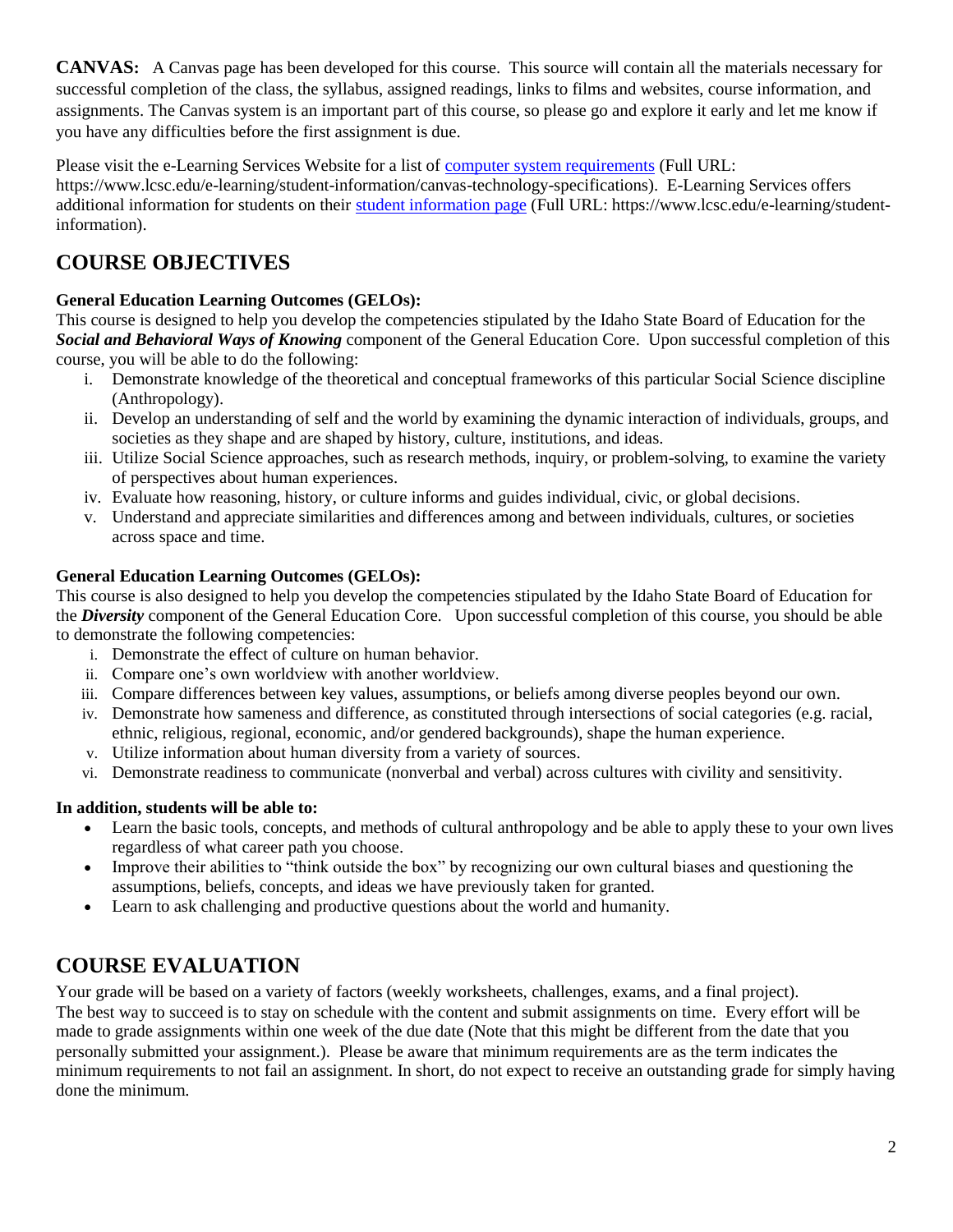**CANVAS:** A Canvas page has been developed for this course. This source will contain all the materials necessary for successful completion of the class, the syllabus, assigned readings, links to films and websites, course information, and assignments. The Canvas system is an important part of this course, so please go and explore it early and let me know if you have any difficulties before the first assignment is due.

Please visit the e-Learning Services Website for a list of [computer system requirements](https://www.lcsc.edu/e-learning/student-information/canvas-technology-specifications) (Full URL: https://www.lcsc.edu/e-learning/student-information/canvas-technology-specifications). E-Learning Services offers additional information for students on their [student information page](https://www.lcsc.edu/e-learning/student-information) (Full URL: https://www.lcsc.edu/e-learning/student-information).

## COURSE OBJECTIVES

**General Education Learning Outcomes (GELOs):**
This course is designed to help you develop the competencies stipulated by the Idaho State Board of Education for the ***Social and Behavioral Ways of Knowing*** component of the General Education Core. Upon successful completion of this course, you will be able to do the following:

i. Demonstrate knowledge of the theoretical and conceptual frameworks of this particular Social Science discipline (Anthropology).
ii. Develop an understanding of self and the world by examining the dynamic interaction of individuals, groups, and societies as they shape and are shaped by history, culture, institutions, and ideas.
iii. Utilize Social Science approaches, such as research methods, inquiry, or problem-solving, to examine the variety of perspectives about human experiences.
iv. Evaluate how reasoning, history, or culture informs and guides individual, civic, or global decisions.
v. Understand and appreciate similarities and differences among and between individuals, cultures, or societies across space and time.

**General Education Learning Outcomes (GELOs):**
This course is also designed to help you develop the competencies stipulated by the Idaho State Board of Education for the ***Diversity*** component of the General Education Core. Upon successful completion of this course, you should be able to demonstrate the following competencies:

i. Demonstrate the effect of culture on human behavior.
ii. Compare one's own worldview with another worldview.
iii. Compare differences between key values, assumptions, or beliefs among diverse peoples beyond our own.
iv. Demonstrate how sameness and difference, as constituted through intersections of social categories (e.g. racial, ethnic, religious, regional, economic, and/or gendered backgrounds), shape the human experience.
v. Utilize information about human diversity from a variety of sources.
vi. Demonstrate readiness to communicate (nonverbal and verbal) across cultures with civility and sensitivity.

**In addition, students will be able to:**

- Learn the basic tools, concepts, and methods of cultural anthropology and be able to apply these to your own lives regardless of what career path you choose.
- Improve their abilities to "think outside the box" by recognizing our own cultural biases and questioning the assumptions, beliefs, concepts, and ideas we have previously taken for granted.
- Learn to ask challenging and productive questions about the world and humanity.

## COURSE EVALUATION

Your grade will be based on a variety of factors (weekly worksheets, challenges, exams, and a final project). The best way to succeed is to stay on schedule with the content and submit assignments on time. Every effort will be made to grade assignments within one week of the due date (Note that this might be different from the date that you personally submitted your assignment.). Please be aware that minimum requirements are as the term indicates the minimum requirements to not fail an assignment. In short, do not expect to receive an outstanding grade for simply having done the minimum.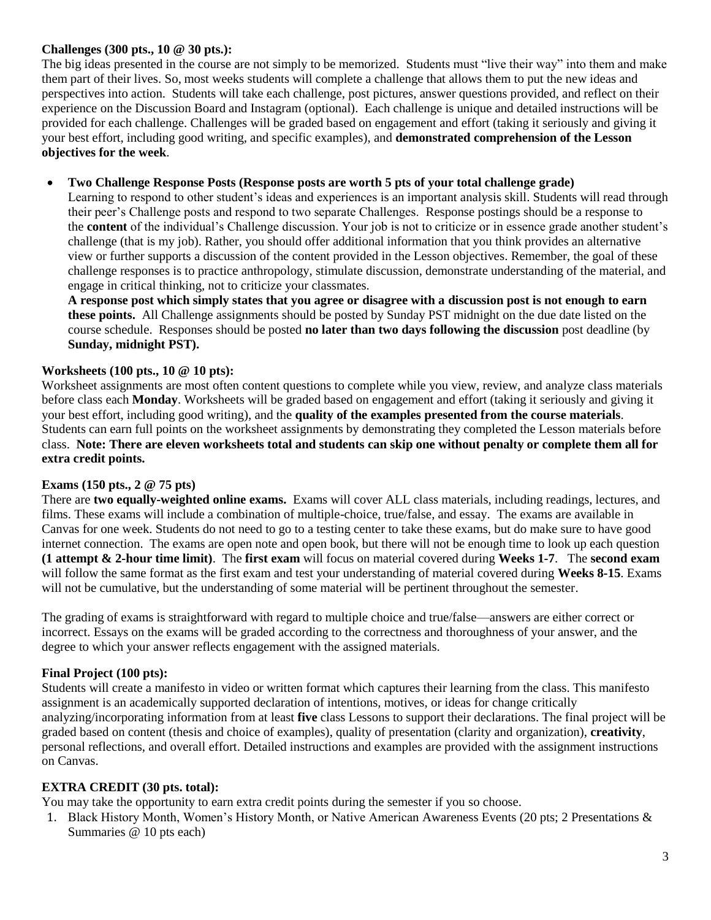**Challenges (300 pts., 10 @ 30 pts.):**

The big ideas presented in the course are not simply to be memorized. Students must "live their way" into them and make them part of their lives. So, most weeks students will complete a challenge that allows them to put the new ideas and perspectives into action. Students will take each challenge, post pictures, answer questions provided, and reflect on their experience on the Discussion Board and Instagram (optional). Each challenge is unique and detailed instructions will be provided for each challenge. Challenges will be graded based on engagement and effort (taking it seriously and giving it your best effort, including good writing, and specific examples), and **demonstrated comprehension of the Lesson objectives for the week**.

- **Two Challenge Response Posts (Response posts are worth 5 pts of your total challenge grade)**
  Learning to respond to other student's ideas and experiences is an important analysis skill. Students will read through their peer's Challenge posts and respond to two separate Challenges. Response postings should be a response to the **content** of the individual's Challenge discussion. Your job is not to criticize or in essence grade another student's challenge (that is my job). Rather, you should offer additional information that you think provides an alternative view or further supports a discussion of the content provided in the Lesson objectives. Remember, the goal of these challenge responses is to practice anthropology, stimulate discussion, demonstrate understanding of the material, and engage in critical thinking, not to criticize your classmates.
  **A response post which simply states that you agree or disagree with a discussion post is not enough to earn these points.** All Challenge assignments should be posted by Sunday PST midnight on the due date listed on the course schedule. Responses should be posted **no later than two days following the discussion** post deadline (by **Sunday, midnight PST).**

**Worksheets (100 pts., 10 @ 10 pts):**

Worksheet assignments are most often content questions to complete while you view, review, and analyze class materials before class each **Monday**. Worksheets will be graded based on engagement and effort (taking it seriously and giving it your best effort, including good writing), and the **quality of the examples presented from the course materials**. Students can earn full points on the worksheet assignments by demonstrating they completed the Lesson materials before class. **Note: There are eleven worksheets total and students can skip one without penalty or complete them all for extra credit points.**

**Exams (150 pts., 2 @ 75 pts)**

There are **two equally-weighted online exams.** Exams will cover ALL class materials, including readings, lectures, and films. These exams will include a combination of multiple-choice, true/false, and essay. The exams are available in Canvas for one week. Students do not need to go to a testing center to take these exams, but do make sure to have good internet connection. The exams are open note and open book, but there will not be enough time to look up each question **(1 attempt & 2-hour time limit)**. The **first exam** will focus on material covered during **Weeks 1-7**. The **second exam** will follow the same format as the first exam and test your understanding of material covered during **Weeks 8-15**. Exams will not be cumulative, but the understanding of some material will be pertinent throughout the semester.

The grading of exams is straightforward with regard to multiple choice and true/false—answers are either correct or incorrect. Essays on the exams will be graded according to the correctness and thoroughness of your answer, and the degree to which your answer reflects engagement with the assigned materials.

**Final Project (100 pts):**

Students will create a manifesto in video or written format which captures their learning from the class. This manifesto assignment is an academically supported declaration of intentions, motives, or ideas for change critically analyzing/incorporating information from at least **five** class Lessons to support their declarations. The final project will be graded based on content (thesis and choice of examples), quality of presentation (clarity and organization), **creativity**, personal reflections, and overall effort. Detailed instructions and examples are provided with the assignment instructions on Canvas.

**EXTRA CREDIT (30 pts. total):**

You may take the opportunity to earn extra credit points during the semester if you so choose.

1. Black History Month, Women's History Month, or Native American Awareness Events (20 pts; 2 Presentations & Summaries @ 10 pts each)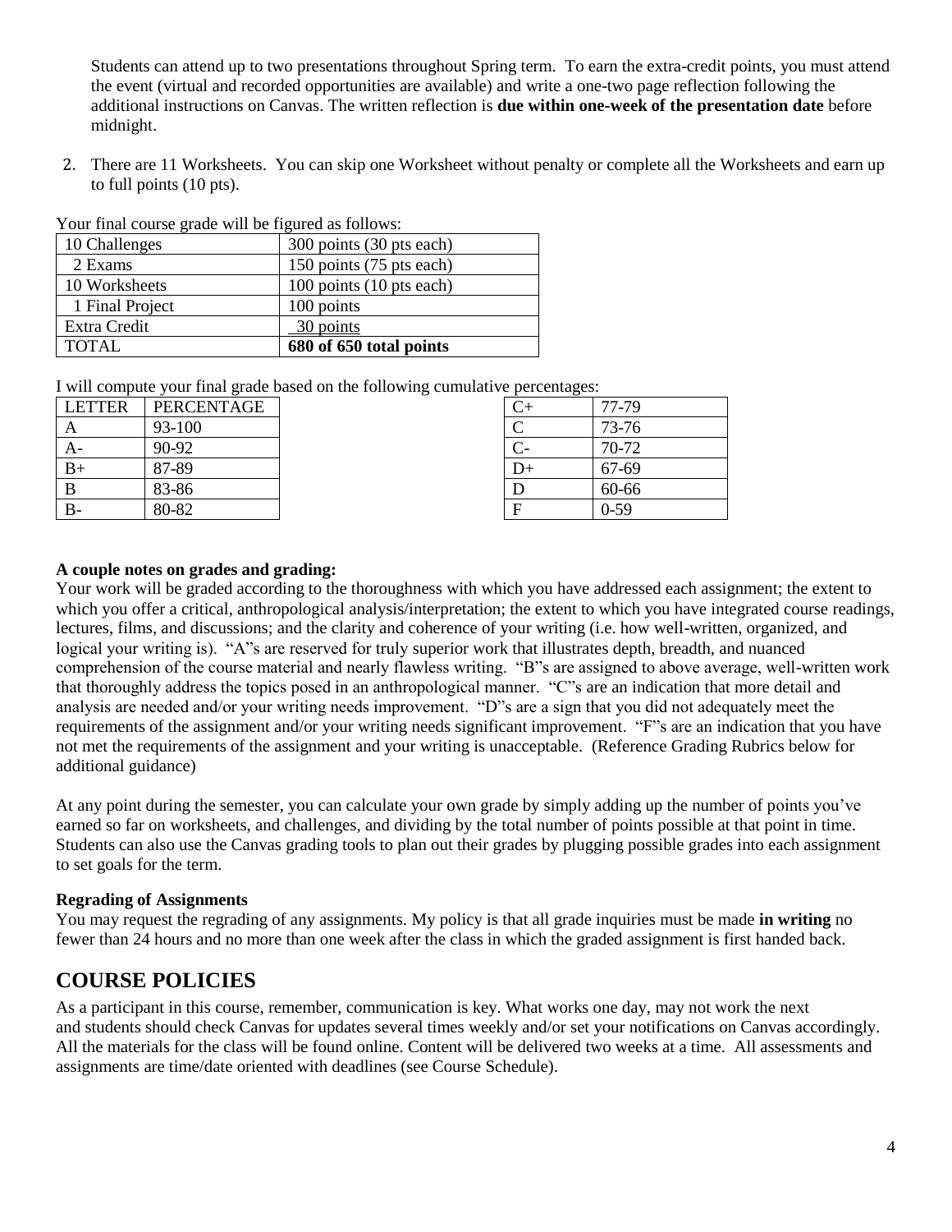Students can attend up to two presentations throughout Spring term. To earn the extra-credit points, you must attend the event (virtual and recorded opportunities are available) and write a one-two page reflection following the additional instructions on Canvas. The written reflection is **due within one-week of the presentation date** before midnight.

2. There are 11 Worksheets. You can skip one Worksheet without penalty or complete all the Worksheets and earn up to full points (10 pts).

Your final course grade will be figured as follows:

| | |
|---|---|
| 10 Challenges | 300 points (30 pts each) |
| 2 Exams | 150 points (75 pts each) |
| 10 Worksheets | 100 points (10 pts each) |
| 1 Final Project | 100 points |
| Extra Credit | 30 points |
| TOTAL | **680 of 650 total points** |

I will compute your final grade based on the following cumulative percentages:

| LETTER | PERCENTAGE |
|---|---|
| A | 93-100 |
| A- | 90-92 |
| B+ | 87-89 |
| B | 83-86 |
| B- | 80-82 |
| C+ | 77-79 |
| C | 73-76 |
| C- | 70-72 |
| D+ | 67-69 |
| D | 60-66 |
| F | 0-59 |

**A couple notes on grades and grading:**
Your work will be graded according to the thoroughness with which you have addressed each assignment; the extent to which you offer a critical, anthropological analysis/interpretation; the extent to which you have integrated course readings, lectures, films, and discussions; and the clarity and coherence of your writing (i.e. how well-written, organized, and logical your writing is). "A"s are reserved for truly superior work that illustrates depth, breadth, and nuanced comprehension of the course material and nearly flawless writing. "B"s are assigned to above average, well-written work that thoroughly address the topics posed in an anthropological manner. "C"s are an indication that more detail and analysis are needed and/or your writing needs improvement. "D"s are a sign that you did not adequately meet the requirements of the assignment and/or your writing needs significant improvement. "F"s are an indication that you have not met the requirements of the assignment and your writing is unacceptable. (Reference Grading Rubrics below for additional guidance)

At any point during the semester, you can calculate your own grade by simply adding up the number of points you've earned so far on worksheets, and challenges, and dividing by the total number of points possible at that point in time. Students can also use the Canvas grading tools to plan out their grades by plugging possible grades into each assignment to set goals for the term.

**Regrading of Assignments**
You may request the regrading of any assignments. My policy is that all grade inquiries must be made **in writing** no fewer than 24 hours and no more than one week after the class in which the graded assignment is first handed back.

## COURSE POLICIES

As a participant in this course, remember, communication is key. What works one day, may not work the next and students should check Canvas for updates several times weekly and/or set your notifications on Canvas accordingly. All the materials for the class will be found online. Content will be delivered two weeks at a time. All assessments and assignments are time/date oriented with deadlines (see Course Schedule).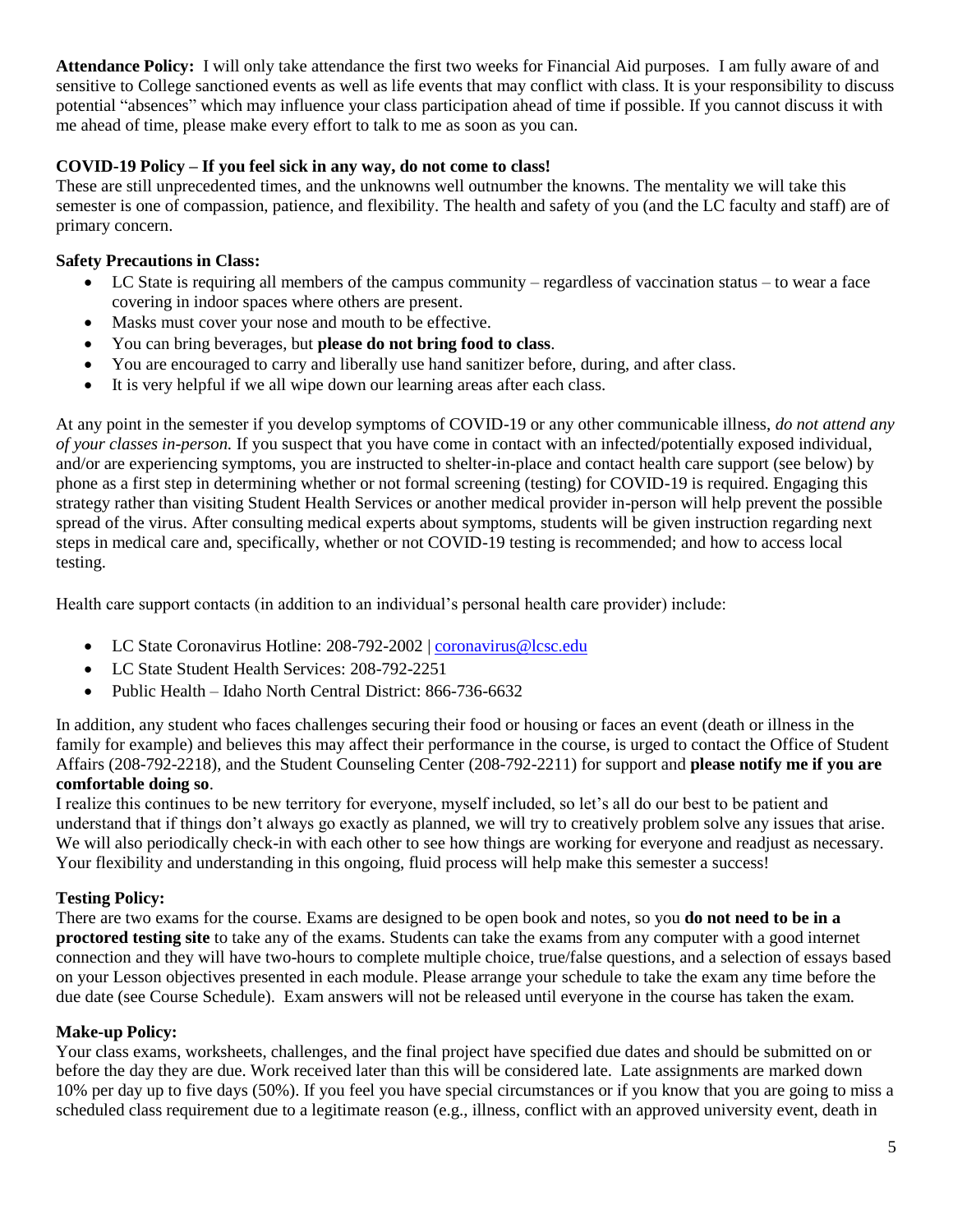**Attendance Policy:** I will only take attendance the first two weeks for Financial Aid purposes. I am fully aware of and sensitive to College sanctioned events as well as life events that may conflict with class. It is your responsibility to discuss potential "absences" which may influence your class participation ahead of time if possible. If you cannot discuss it with me ahead of time, please make every effort to talk to me as soon as you can.

**COVID-19 Policy – If you feel sick in any way, do not come to class!**

These are still unprecedented times, and the unknowns well outnumber the knowns. The mentality we will take this semester is one of compassion, patience, and flexibility. The health and safety of you (and the LC faculty and staff) are of primary concern.

**Safety Precautions in Class:**

- LC State is requiring all members of the campus community – regardless of vaccination status – to wear a face covering in indoor spaces where others are present.
- Masks must cover your nose and mouth to be effective.
- You can bring beverages, but **please do not bring food to class**.
- You are encouraged to carry and liberally use hand sanitizer before, during, and after class.
- It is very helpful if we all wipe down our learning areas after each class.

At any point in the semester if you develop symptoms of COVID-19 or any other communicable illness, *do not attend any of your classes in-person.* If you suspect that you have come in contact with an infected/potentially exposed individual, and/or are experiencing symptoms, you are instructed to shelter-in-place and contact health care support (see below) by phone as a first step in determining whether or not formal screening (testing) for COVID-19 is required. Engaging this strategy rather than visiting Student Health Services or another medical provider in-person will help prevent the possible spread of the virus. After consulting medical experts about symptoms, students will be given instruction regarding next steps in medical care and, specifically, whether or not COVID-19 testing is recommended; and how to access local testing.

Health care support contacts (in addition to an individual's personal health care provider) include:

- LC State Coronavirus Hotline: 208-792-2002 | coronavirus@lcsc.edu
- LC State Student Health Services: 208-792-2251
- Public Health – Idaho North Central District: 866-736-6632

In addition, any student who faces challenges securing their food or housing or faces an event (death or illness in the family for example) and believes this may affect their performance in the course, is urged to contact the Office of Student Affairs (208-792-2218), and the Student Counseling Center (208-792-2211) for support and **please notify me if you are comfortable doing so**.

I realize this continues to be new territory for everyone, myself included, so let's all do our best to be patient and understand that if things don't always go exactly as planned, we will try to creatively problem solve any issues that arise. We will also periodically check-in with each other to see how things are working for everyone and readjust as necessary. Your flexibility and understanding in this ongoing, fluid process will help make this semester a success!

**Testing Policy:**

There are two exams for the course. Exams are designed to be open book and notes, so you **do not need to be in a proctored testing site** to take any of the exams. Students can take the exams from any computer with a good internet connection and they will have two-hours to complete multiple choice, true/false questions, and a selection of essays based on your Lesson objectives presented in each module. Please arrange your schedule to take the exam any time before the due date (see Course Schedule). Exam answers will not be released until everyone in the course has taken the exam.

**Make-up Policy:**

Your class exams, worksheets, challenges, and the final project have specified due dates and should be submitted on or before the day they are due. Work received later than this will be considered late. Late assignments are marked down 10% per day up to five days (50%). If you feel you have special circumstances or if you know that you are going to miss a scheduled class requirement due to a legitimate reason (e.g., illness, conflict with an approved university event, death in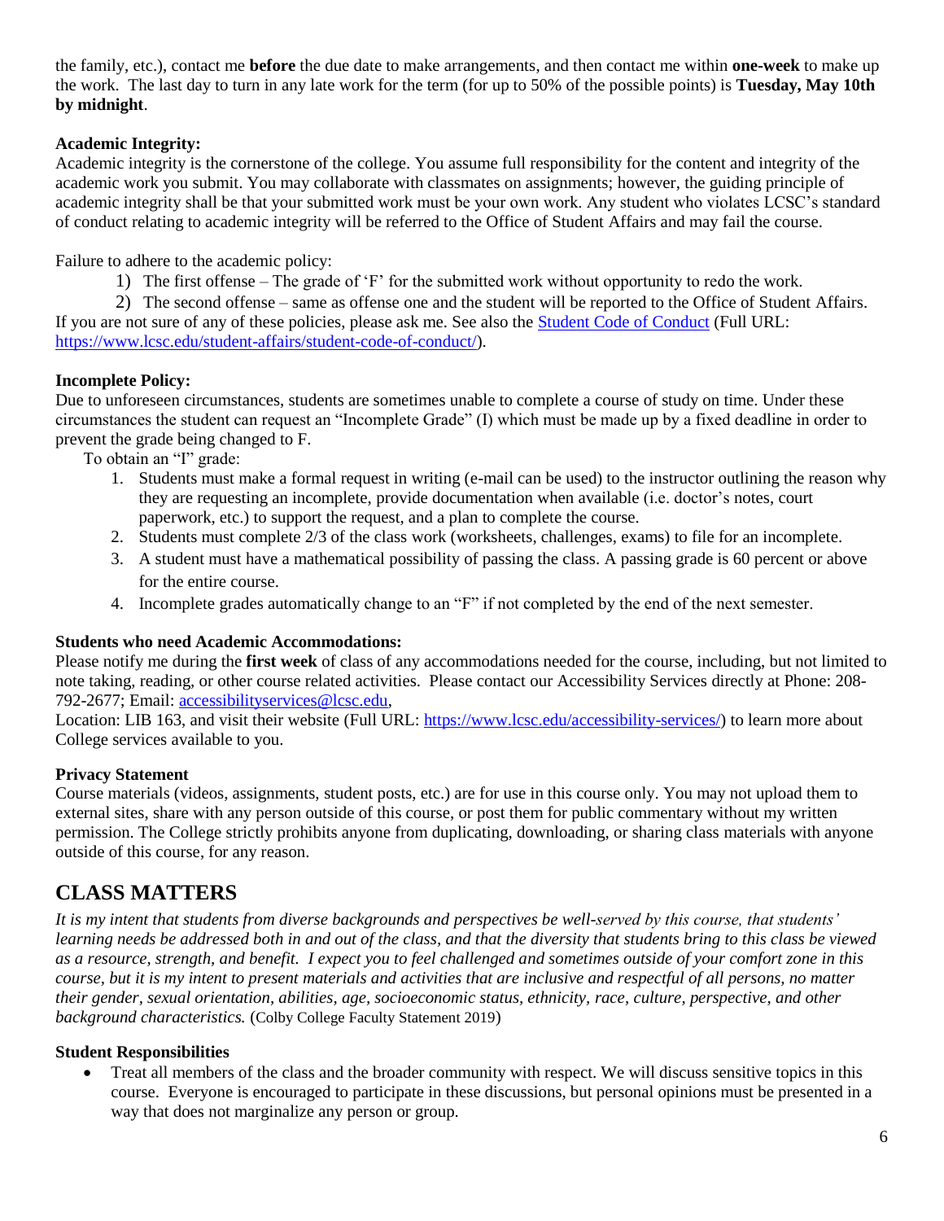the family, etc.), contact me **before** the due date to make arrangements, and then contact me within **one-week** to make up the work. The last day to turn in any late work for the term (for up to 50% of the possible points) is **Tuesday, May 10th by midnight**.

**Academic Integrity:**
Academic integrity is the cornerstone of the college. You assume full responsibility for the content and integrity of the academic work you submit. You may collaborate with classmates on assignments; however, the guiding principle of academic integrity shall be that your submitted work must be your own work. Any student who violates LCSC's standard of conduct relating to academic integrity will be referred to the Office of Student Affairs and may fail the course.

Failure to adhere to the academic policy:

1) The first offense – The grade of 'F' for the submitted work without opportunity to redo the work.
2) The second offense – same as offense one and the student will be reported to the Office of Student Affairs.

If you are not sure of any of these policies, please ask me. See also the [Student Code of Conduct](https://www.lcsc.edu/student-affairs/student-code-of-conduct/) (Full URL: https://www.lcsc.edu/student-affairs/student-code-of-conduct/).

**Incomplete Policy:**
Due to unforeseen circumstances, students are sometimes unable to complete a course of study on time. Under these circumstances the student can request an "Incomplete Grade" (I) which must be made up by a fixed deadline in order to prevent the grade being changed to F.

To obtain an "I" grade:

1. Students must make a formal request in writing (e-mail can be used) to the instructor outlining the reason why they are requesting an incomplete, provide documentation when available (i.e. doctor's notes, court paperwork, etc.) to support the request, and a plan to complete the course.
2. Students must complete 2/3 of the class work (worksheets, challenges, exams) to file for an incomplete.
3. A student must have a mathematical possibility of passing the class. A passing grade is 60 percent or above for the entire course.
4. Incomplete grades automatically change to an "F" if not completed by the end of the next semester.

**Students who need Academic Accommodations:**
Please notify me during the **first week** of class of any accommodations needed for the course, including, but not limited to note taking, reading, or other course related activities. Please contact our Accessibility Services directly at Phone: 208-792-2677; Email: accessibilityservices@lcsc.edu,
Location: LIB 163, and visit their website (Full URL: https://www.lcsc.edu/accessibility-services/) to learn more about College services available to you.

**Privacy Statement**
Course materials (videos, assignments, student posts, etc.) are for use in this course only. You may not upload them to external sites, share with any person outside of this course, or post them for public commentary without my written permission. The College strictly prohibits anyone from duplicating, downloading, or sharing class materials with anyone outside of this course, for any reason.

## CLASS MATTERS

*It is my intent that students from diverse backgrounds and perspectives be well-served by this course, that students' learning needs be addressed both in and out of the class, and that the diversity that students bring to this class be viewed as a resource, strength, and benefit. I expect you to feel challenged and sometimes outside of your comfort zone in this course, but it is my intent to present materials and activities that are inclusive and respectful of all persons, no matter their gender, sexual orientation, abilities, age, socioeconomic status, ethnicity, race, culture, perspective, and other background characteristics.* (Colby College Faculty Statement 2019)

**Student Responsibilities**

- Treat all members of the class and the broader community with respect. We will discuss sensitive topics in this course. Everyone is encouraged to participate in these discussions, but personal opinions must be presented in a way that does not marginalize any person or group.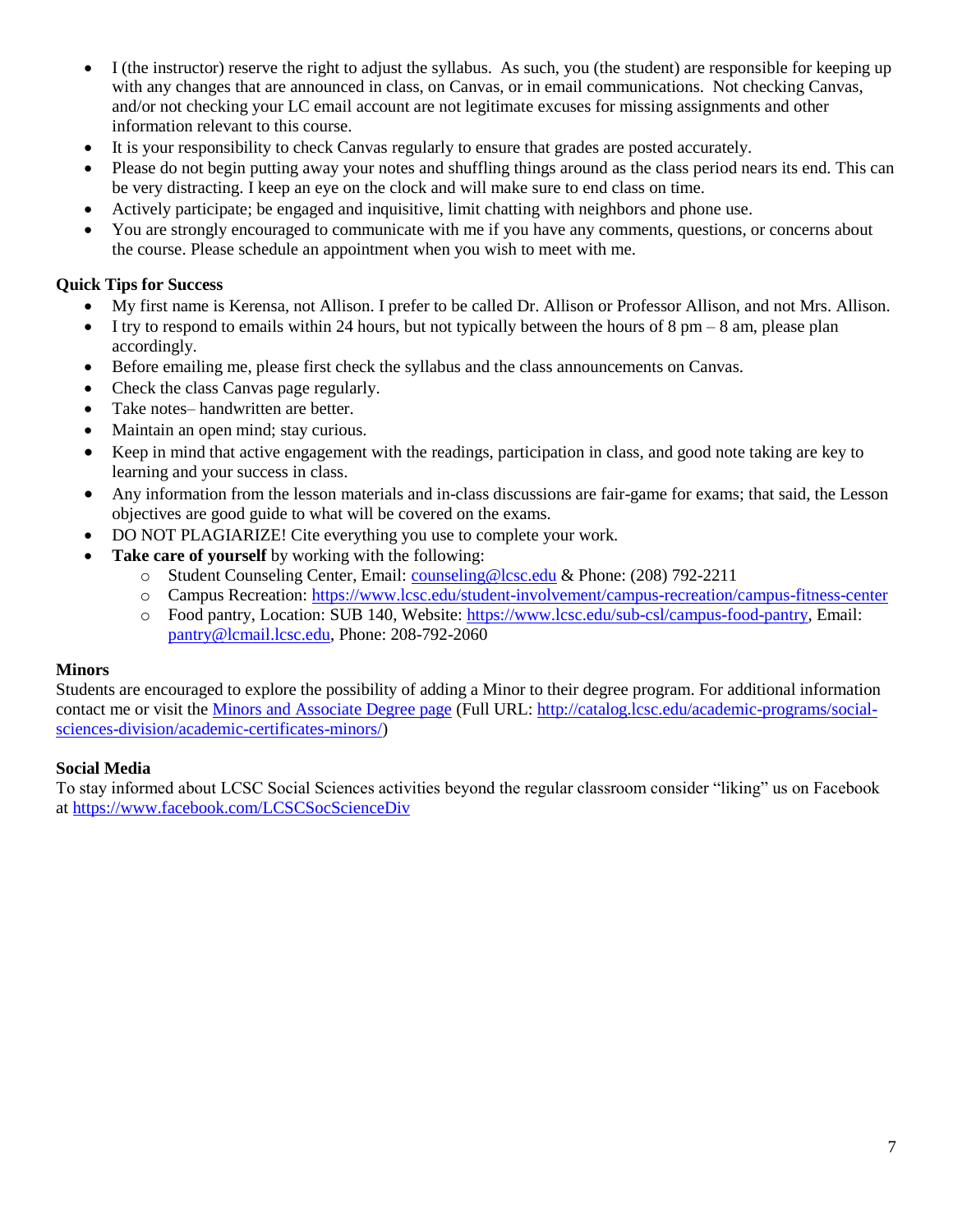- I (the instructor) reserve the right to adjust the syllabus. As such, you (the student) are responsible for keeping up with any changes that are announced in class, on Canvas, or in email communications. Not checking Canvas, and/or not checking your LC email account are not legitimate excuses for missing assignments and other information relevant to this course.
- It is your responsibility to check Canvas regularly to ensure that grades are posted accurately.
- Please do not begin putting away your notes and shuffling things around as the class period nears its end. This can be very distracting. I keep an eye on the clock and will make sure to end class on time.
- Actively participate; be engaged and inquisitive, limit chatting with neighbors and phone use.
- You are strongly encouraged to communicate with me if you have any comments, questions, or concerns about the course. Please schedule an appointment when you wish to meet with me.

**Quick Tips for Success**

- My first name is Kerensa, not Allison. I prefer to be called Dr. Allison or Professor Allison, and not Mrs. Allison.
- I try to respond to emails within 24 hours, but not typically between the hours of 8 pm – 8 am, please plan accordingly.
- Before emailing me, please first check the syllabus and the class announcements on Canvas.
- Check the class Canvas page regularly.
- Take notes– handwritten are better.
- Maintain an open mind; stay curious.
- Keep in mind that active engagement with the readings, participation in class, and good note taking are key to learning and your success in class.
- Any information from the lesson materials and in-class discussions are fair-game for exams; that said, the Lesson objectives are good guide to what will be covered on the exams.
- DO NOT PLAGIARIZE! Cite everything you use to complete your work.
- **Take care of yourself** by working with the following:
    - Student Counseling Center, Email: [counseling@lcsc.edu](mailto:counseling@lcsc.edu) & Phone: (208) 792-2211
    - Campus Recreation: [https://www.lcsc.edu/student-involvement/campus-recreation/campus-fitness-center](https://www.lcsc.edu/student-involvement/campus-recreation/campus-fitness-center)
    - Food pantry, Location: SUB 140, Website: [https://www.lcsc.edu/sub-csl/campus-food-pantry](https://www.lcsc.edu/sub-csl/campus-food-pantry), Email: [pantry@lcmail.lcsc.edu](mailto:pantry@lcmail.lcsc.edu), Phone: 208-792-2060

**Minors**

Students are encouraged to explore the possibility of adding a Minor to their degree program. For additional information contact me or visit the [Minors and Associate Degree page](http://catalog.lcsc.edu/academic-programs/social-sciences-division/academic-certificates-minors/) (Full URL: [http://catalog.lcsc.edu/academic-programs/social-sciences-division/academic-certificates-minors/](http://catalog.lcsc.edu/academic-programs/social-sciences-division/academic-certificates-minors/))

**Social Media**

To stay informed about LCSC Social Sciences activities beyond the regular classroom consider "liking" us on Facebook at [https://www.facebook.com/LCSCSocScienceDiv](https://www.facebook.com/LCSCSocScienceDiv)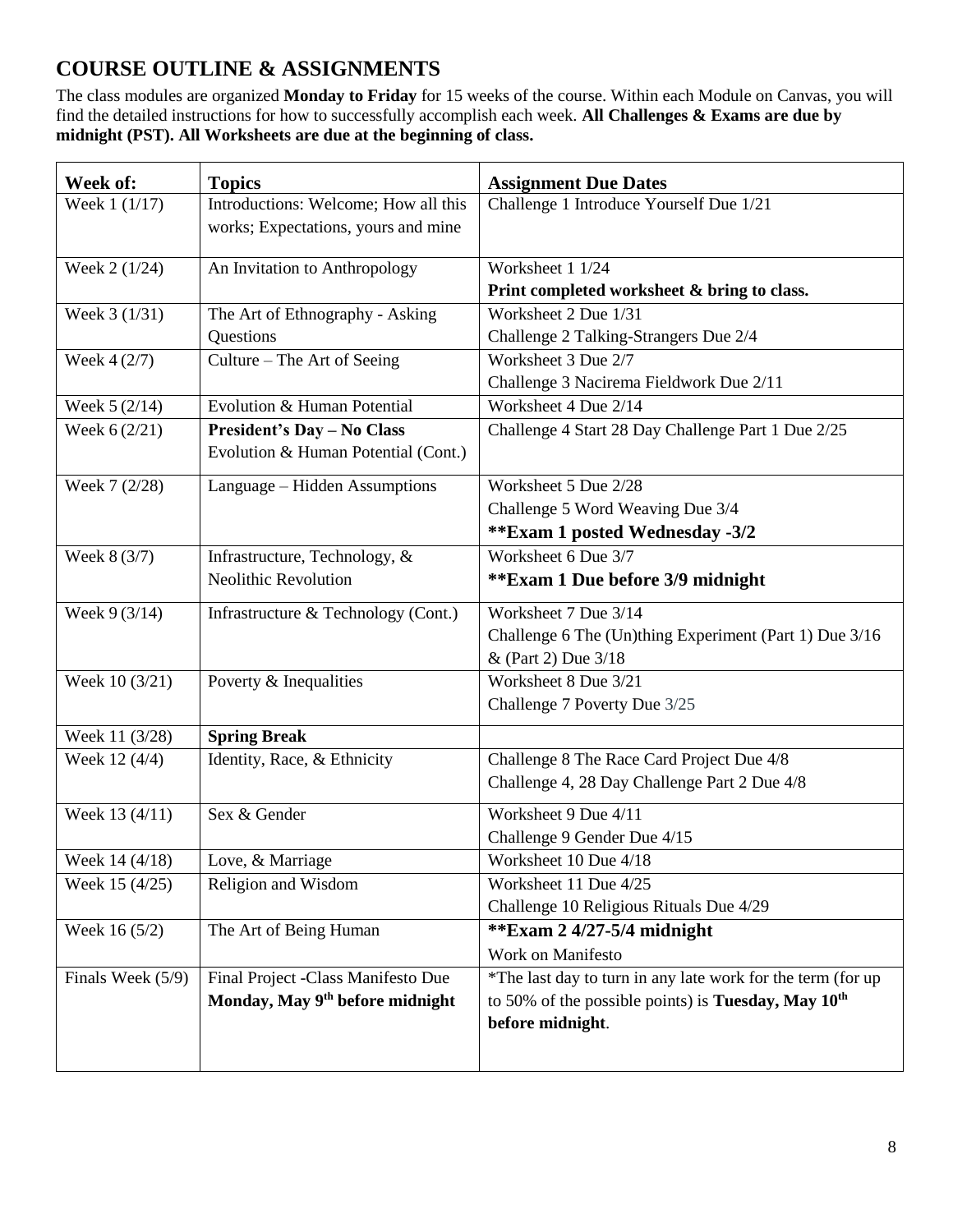## COURSE OUTLINE & ASSIGNMENTS

The class modules are organized **Monday to Friday** for 15 weeks of the course. Within each Module on Canvas, you will find the detailed instructions for how to successfully accomplish each week. **All Challenges & Exams are due by midnight (PST). All Worksheets are due at the beginning of class.**

| Week of: | Topics | Assignment Due Dates |
|---|---|---|
| Week 1 (1/17) | Introductions: Welcome; How all this works; Expectations, yours and mine | Challenge 1 Introduce Yourself Due 1/21 |
| Week 2 (1/24) | An Invitation to Anthropology | Worksheet 1 1/24<br>**Print completed worksheet & bring to class.** |
| Week 3 (1/31) | The Art of Ethnography - Asking Questions | Worksheet 2 Due 1/31<br>Challenge 2 Talking-Strangers Due 2/4 |
| Week 4 (2/7) | Culture – The Art of Seeing | Worksheet 3 Due 2/7<br>Challenge 3 Nacirema Fieldwork Due 2/11 |
| Week 5 (2/14) | Evolution & Human Potential | Worksheet 4 Due 2/14 |
| Week 6 (2/21) | **President's Day – No Class**<br>Evolution & Human Potential (Cont.) | Challenge 4 Start 28 Day Challenge Part 1 Due 2/25 |
| Week 7 (2/28) | Language – Hidden Assumptions | Worksheet 5 Due 2/28<br>Challenge 5 Word Weaving Due 3/4<br>**\*\*Exam 1 posted Wednesday -3/2** |
| Week 8 (3/7) | Infrastructure, Technology, & Neolithic Revolution | Worksheet 6 Due 3/7<br>**\*\*Exam 1 Due before 3/9 midnight** |
| Week 9 (3/14) | Infrastructure & Technology (Cont.) | Worksheet 7 Due 3/14<br>Challenge 6 The (Un)thing Experiment (Part 1) Due 3/16 & (Part 2) Due 3/18 |
| Week 10 (3/21) | Poverty & Inequalities | Worksheet 8 Due 3/21<br>Challenge 7 Poverty Due 3/25 |
| Week 11 (3/28) | **Spring Break** | |
| Week 12 (4/4) | Identity, Race, & Ethnicity | Challenge 8 The Race Card Project Due 4/8<br>Challenge 4, 28 Day Challenge Part 2 Due 4/8 |
| Week 13 (4/11) | Sex & Gender | Worksheet 9 Due 4/11<br>Challenge 9 Gender Due 4/15 |
| Week 14 (4/18) | Love, & Marriage | Worksheet 10 Due 4/18 |
| Week 15 (4/25) | Religion and Wisdom | Worksheet 11 Due 4/25<br>Challenge 10 Religious Rituals Due 4/29 |
| Week 16 (5/2) | The Art of Being Human | **\*\*Exam 2 4/27-5/4 midnight**<br>Work on Manifesto |
| Finals Week (5/9) | Final Project -Class Manifesto Due **Monday, May 9th before midnight** | *The last day to turn in any late work for the term (for up to 50% of the possible points) is **Tuesday, May 10th before midnight**. |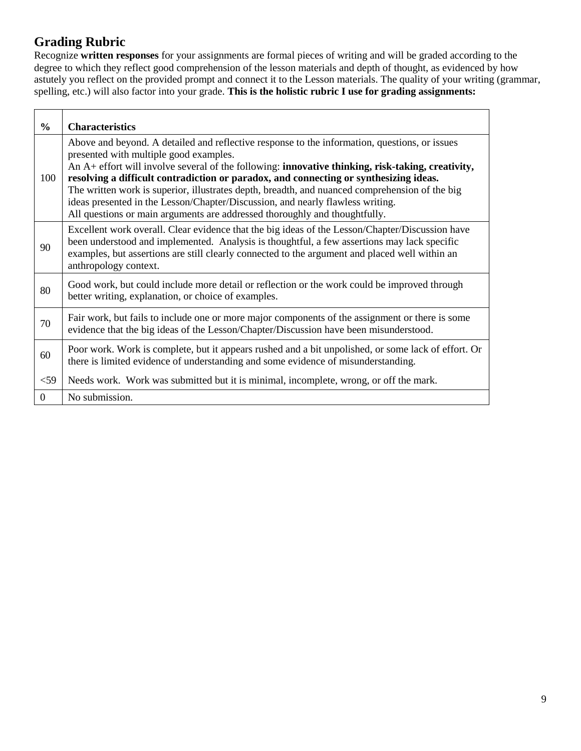## Grading Rubric

Recognize **written responses** for your assignments are formal pieces of writing and will be graded according to the degree to which they reflect good comprehension of the lesson materials and depth of thought, as evidenced by how astutely you reflect on the provided prompt and connect it to the Lesson materials. The quality of your writing (grammar, spelling, etc.) will also factor into your grade. **This is the holistic rubric I use for grading assignments:**

| **%** | **Characteristics** |
|---|---|
| 100 | Above and beyond. A detailed and reflective response to the information, questions, or issues presented with multiple good examples.<br>An A+ effort will involve several of the following: **innovative thinking, risk-taking, creativity, resolving a difficult contradiction or paradox, and connecting or synthesizing ideas.**<br>The written work is superior, illustrates depth, breadth, and nuanced comprehension of the big ideas presented in the Lesson/Chapter/Discussion, and nearly flawless writing.<br>All questions or main arguments are addressed thoroughly and thoughtfully. |
| 90 | Excellent work overall. Clear evidence that the big ideas of the Lesson/Chapter/Discussion have been understood and implemented. Analysis is thoughtful, a few assertions may lack specific examples, but assertions are still clearly connected to the argument and placed well within an anthropology context. |
| 80 | Good work, but could include more detail or reflection or the work could be improved through better writing, explanation, or choice of examples. |
| 70 | Fair work, but fails to include one or more major components of the assignment or there is some evidence that the big ideas of the Lesson/Chapter/Discussion have been misunderstood. |
| 60 | Poor work. Work is complete, but it appears rushed and a bit unpolished, or some lack of effort. Or there is limited evidence of understanding and some evidence of misunderstanding. |
| <59 | Needs work. Work was submitted but it is minimal, incomplete, wrong, or off the mark. |
| 0 | No submission. |